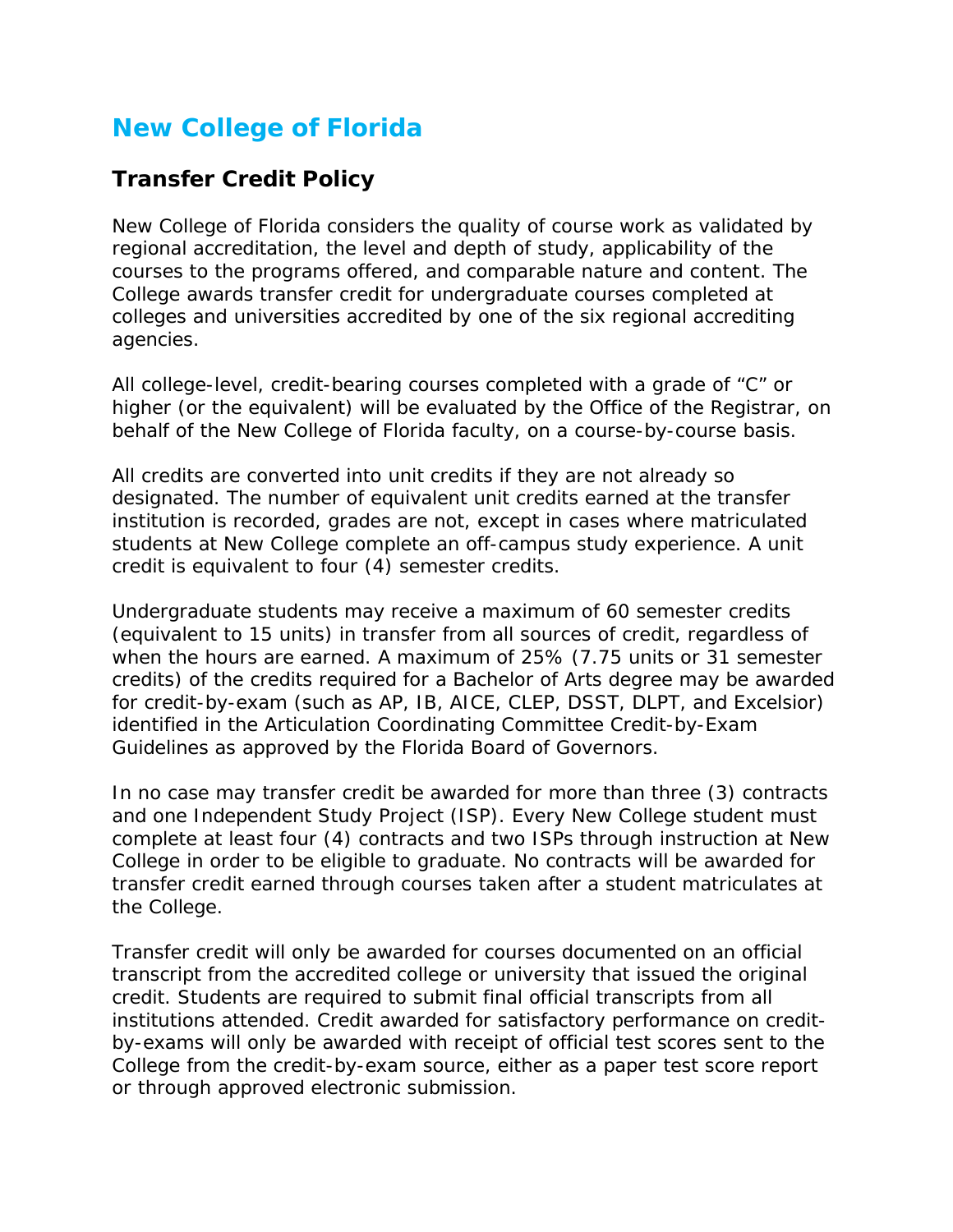# New College of Florida

## Transfer Credit Policy

New College of Florida considers the quality of course work as validated by regional accreditation, the level and depth of study, applicability of the courses to the programs offered, and comparable nature and content. The College awards transfer credit for undergraduate courses completed at colleges and universities accredited by one of the six regional accrediting agencies.

All college-level, credit-bearing courses completed with a grade of "C" or higher (or the equivalent) will be evaluated by the Office of the Registrar, on behalf of the New College of Florida faculty, on a course-by-course basis.

All credits are converted into unit credits if they are not already so designated. The number of equivalent unit credits earned at the transfer institution is recorded, grades are not, except in cases where matriculated students at New College complete an off-campus study experience. A unit credit is equivalent to four (4) semester credits.

Undergraduate students may receive a maximum of 60 semester credits (equivalent to 15 units) in transfer from all sources of credit, regardless of when the hours are earned. A maximum of 25% (7.75 units or 31 semester credits) of the credits required for a Bachelor of Arts degree may be awarded for credit-by-exam (such as AP, IB, AICE, CLEP, DSST, DLPT, and Excelsior) identified in the Articulation Coordinating Committee Credit-by-Exam Guidelines as approved by the Florida Board of Governors.

In no case may transfer credit be awarded for more than three (3) contracts and one Independent Study Project (ISP). Every New College student must complete at least four (4) contracts and two ISPs through instruction at New College in order to be eligible to graduate. No contracts will be awarded for transfer credit earned through courses taken after a student matriculates at the College.

Transfer credit will only be awarded for courses documented on an official transcript from the accredited college or university that issued the original credit. Students are required to submit final official transcripts from all institutions attended. Credit awarded for satisfactory performance on credit-by-exams will only be awarded with receipt of official test scores sent to the College from the credit-by-exam source, either as a paper test score report or through approved electronic submission.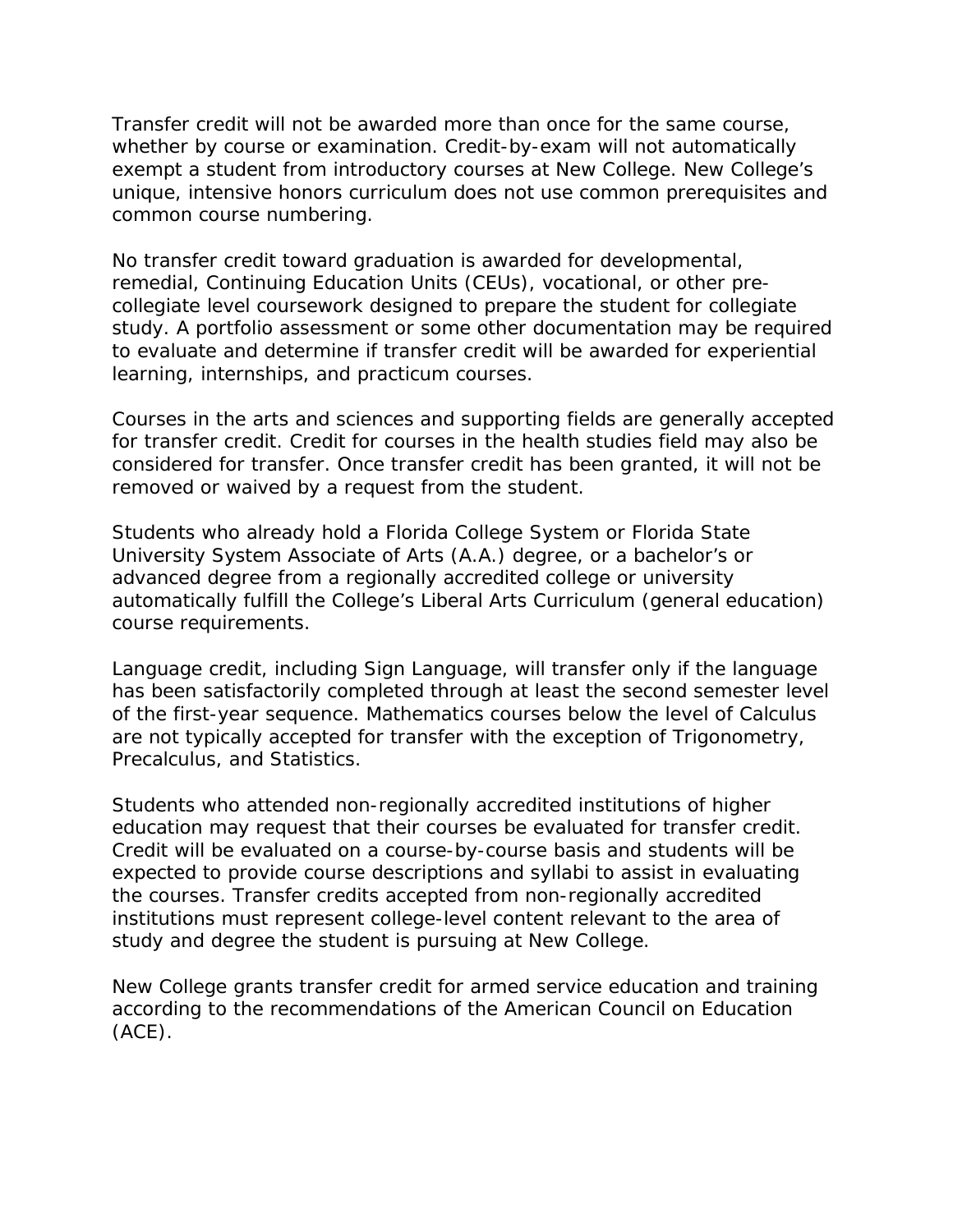Transfer credit will not be awarded more than once for the same course, whether by course or examination. Credit-by-exam will not automatically exempt a student from introductory courses at New College. New College's unique, intensive honors curriculum does not use common prerequisites and common course numbering.

No transfer credit toward graduation is awarded for developmental, remedial, Continuing Education Units (CEUs), vocational, or other pre-collegiate level coursework designed to prepare the student for collegiate study. A portfolio assessment or some other documentation may be required to evaluate and determine if transfer credit will be awarded for experiential learning, internships, and practicum courses.

Courses in the arts and sciences and supporting fields are generally accepted for transfer credit. Credit for courses in the health studies field may also be considered for transfer. Once transfer credit has been granted, it will not be removed or waived by a request from the student.

Students who already hold a Florida College System or Florida State University System Associate of Arts (A.A.) degree, or a bachelor's or advanced degree from a regionally accredited college or university automatically fulfill the College's Liberal Arts Curriculum (general education) course requirements.

Language credit, including Sign Language, will transfer only if the language has been satisfactorily completed through at least the second semester level of the first-year sequence. Mathematics courses below the level of Calculus are not typically accepted for transfer with the exception of Trigonometry, Precalculus, and Statistics.

Students who attended non-regionally accredited institutions of higher education may request that their courses be evaluated for transfer credit. Credit will be evaluated on a course-by-course basis and students will be expected to provide course descriptions and syllabi to assist in evaluating the courses. Transfer credits accepted from non-regionally accredited institutions must represent college-level content relevant to the area of study and degree the student is pursuing at New College.

New College grants transfer credit for armed service education and training according to the recommendations of the American Council on Education (ACE).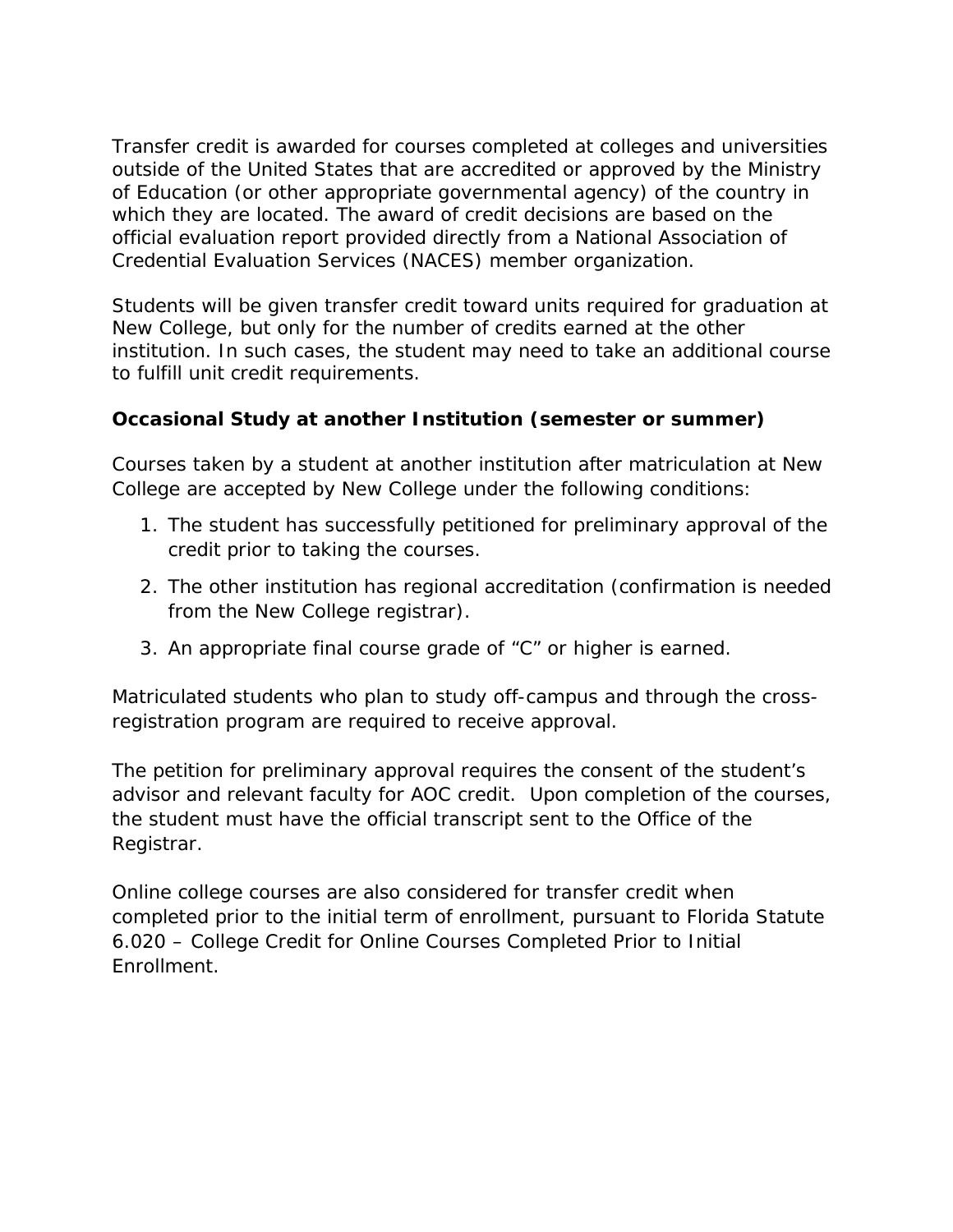Transfer credit is awarded for courses completed at colleges and universities outside of the United States that are accredited or approved by the Ministry of Education (or other appropriate governmental agency) of the country in which they are located. The award of credit decisions are based on the official evaluation report provided directly from a National Association of Credential Evaluation Services (NACES) member organization.

Students will be given transfer credit toward units required for graduation at New College, but only for the number of credits earned at the other institution. In such cases, the student may need to take an additional course to fulfill unit credit requirements.

### Occasional Study at another Institution (semester or summer)

Courses taken by a student at another institution after matriculation at New College are accepted by New College under the following conditions:

1. The student has successfully petitioned for preliminary approval of the credit prior to taking the courses.
2. The other institution has regional accreditation (confirmation is needed from the New College registrar).
3. An appropriate final course grade of "C" or higher is earned.

Matriculated students who plan to study off-campus and through the cross-registration program are required to receive approval.

The petition for preliminary approval requires the consent of the student's advisor and relevant faculty for AOC credit. Upon completion of the courses, the student must have the official transcript sent to the Office of the Registrar.

Online college courses are also considered for transfer credit when completed prior to the initial term of enrollment, pursuant to Florida Statute 6.020 – College Credit for Online Courses Completed Prior to Initial Enrollment.